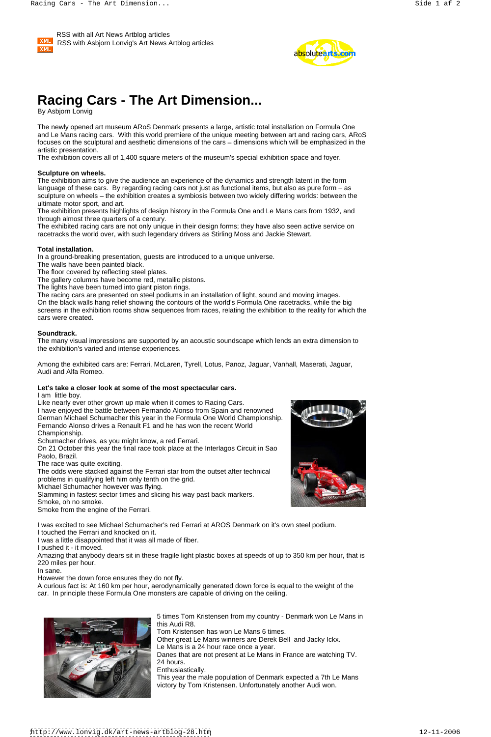RSS with all Art News Artblog articles
RSS with Asbjorn Lonvig's Art News Artblog articles

# Racing Cars - The Art Dimension...

By Asbjorn Lonvig

The newly opened art museum ARoS Denmark presents a large, artistic total installation on Formula One and Le Mans racing cars. With this world premiere of the unique meeting between art and racing cars, ARoS focuses on the sculptural and aesthetic dimensions of the cars – dimensions which will be emphasized in the artistic presentation.
The exhibition covers all of 1,400 square meters of the museum's special exhibition space and foyer.

**Sculpture on wheels.**
The exhibition aims to give the audience an experience of the dynamics and strength latent in the form language of these cars. By regarding racing cars not just as functional items, but also as pure form – as sculpture on wheels – the exhibition creates a symbiosis between two widely differing worlds: between the ultimate motor sport, and art.
The exhibition presents highlights of design history in the Formula One and Le Mans cars from 1932, and through almost three quarters of a century.
The exhibited racing cars are not only unique in their design forms; they have also seen active service on racetracks the world over, with such legendary drivers as Stirling Moss and Jackie Stewart.

**Total installation.**
In a ground-breaking presentation, guests are introduced to a unique universe.
The walls have been painted black.
The floor covered by reflecting steel plates.
The gallery columns have become red, metallic pistons.
The lights have been turned into giant piston rings.
The racing cars are presented on steel podiums in an installation of light, sound and moving images.
On the black walls hang relief showing the contours of the world's Formula One racetracks, while the big screens in the exhibition rooms show sequences from races, relating the exhibition to the reality for which the cars were created.

**Soundtrack.**
The many visual impressions are supported by an acoustic soundscape which lends an extra dimension to the exhibition's varied and intense experiences.

Among the exhibited cars are: Ferrari, McLaren, Tyrell, Lotus, Panoz, Jaguar, Vanhall, Maserati, Jaguar, Audi and Alfa Romeo.

**Let's take a closer look at some of the most spectacular cars.**
I am little boy.
Like nearly ever other grown up male when it comes to Racing Cars.
I have enjoyed the battle between Fernando Alonso from Spain and renowned German Michael Schumacher this year in the Formula One World Championship.
Fernando Alonso drives a Renault F1 and he has won the recent World Championship.
Schumacher drives, as you might know, a red Ferrari.
On 21 October this year the final race took place at the Interlagos Circuit in Sao Paolo, Brazil.
The race was quite exciting.
The odds were stacked against the Ferrari star from the outset after technical problems in qualifying left him only tenth on the grid.
Michael Schumacher however was flying.
Slamming in fastest sector times and slicing his way past back markers.
Smoke, oh no smoke.
Smoke from the engine of the Ferrari.

I was excited to see Michael Schumacher's red Ferrari at AROS Denmark on it's own steel podium.
I touched the Ferrari and knocked on it.
I was a little disappointed that it was all made of fiber.
I pushed it - it moved.
Amazing that anybody dears sit in these fragile light plastic boxes at speeds of up to 350 km per hour, that is 220 miles per hour.
In sane.
However the down force ensures they do not fly.
A curious fact is: At 160 km per hour, aerodynamically generated down force is equal to the weight of the car. In principle these Formula One monsters are capable of driving on the ceiling.

5 times Tom Kristensen from my country - Denmark won Le Mans in this Audi R8.
Tom Kristensen has won Le Mans 6 times.
Other great Le Mans winners are Derek Bell and Jacky Ickx.
Le Mans is a 24 hour race once a year.
Danes that are not present at Le Mans in France are watching TV.
24 hours.
Enthusiastically.
This year the male population of Denmark expected a 7th Le Mans victory by Tom Kristensen. Unfortunately another Audi won.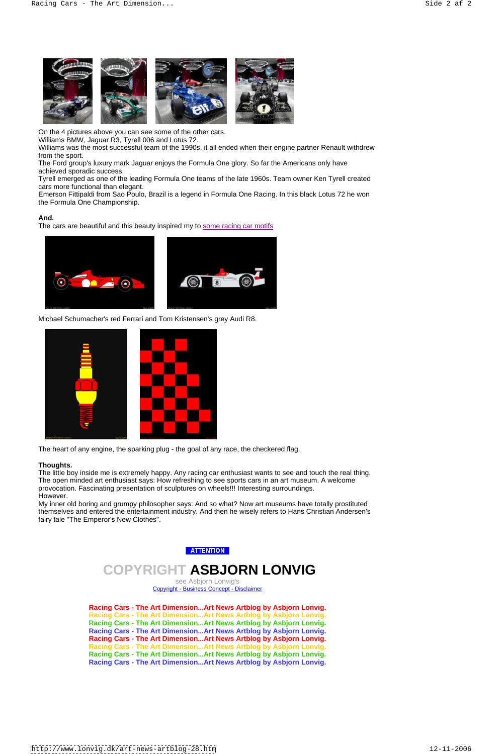On the 4 pictures above you can see some of the other cars.
Williams BMW, Jaguar R3, Tyrell 006 and Lotus 72.
Williams was the most successful team of the 1990s, it all ended when their engine partner Renault withdrew from the sport.
The Ford group's luxury mark Jaguar enjoys the Formula One glory. So far the Americans only have achieved sporadic success.
Tyrell emerged as one of the leading Formula One teams of the late 1960s. Team owner Ken Tyrell created cars more functional than elegant.
Emerson Fittipaldi from Sao Poulo, Brazil is a legend in Formula One Racing. In this black Lotus 72 he won the Formula One Championship.

**And.**
The cars are beautiful and this beauty inspired my to some racing car motifs

Michael Schumacher's red Ferrari and Tom Kristensen's grey Audi R8.

The heart of any engine, the sparking plug - the goal of any race, the checkered flag.

**Thoughts.**
The little boy inside me is extremely happy. Any racing car enthusiast wants to see and touch the real thing.
The open minded art enthusiast says: How refreshing to see sports cars in an art museum. A welcome provocation. Fascinating presentation of sculptures on wheels!!! Interesting surroundings.
However.
My inner old boring and grumpy philosopher says: And so what? Now art museums have totally prostituted themselves and entered the entertainment industry. And then he wisely refers to Hans Christian Andersen's fairy tale "The Emperor's New Clothes".

ATTENTION

**COPYRIGHT ASBJORN LONVIG**

see Asbjorn Lonvig's
Copyright - Business Concept - Disclaimer

**Racing Cars - The Art Dimension...Art News Artblog by Asbjorn Lonvig.**
**Racing Cars - The Art Dimension...Art News Artblog by Asbjorn Lonvig.**
**Racing Cars - The Art Dimension...Art News Artblog by Asbjorn Lonvig.**
**Racing Cars - The Art Dimension...Art News Artblog by Asbjorn Lonvig.**
**Racing Cars - The Art Dimension...Art News Artblog by Asbjorn Lonvig.**
**Racing Cars - The Art Dimension...Art News Artblog by Asbjorn Lonvig.**
**Racing Cars - The Art Dimension...Art News Artblog by Asbjorn Lonvig.**
**Racing Cars - The Art Dimension...Art News Artblog by Asbjorn Lonvig.**